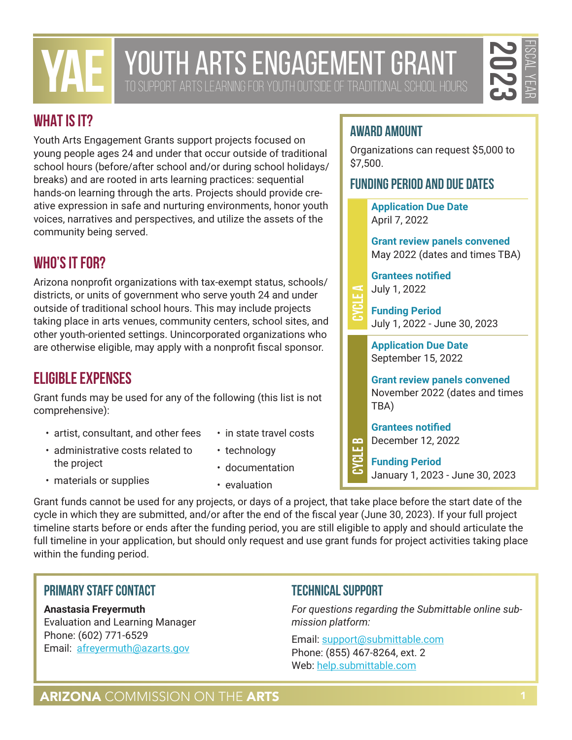# YAE YOUTH ARTS ENGAGEMENT GRANT

TO SUPPORT ARTS LEARNING FOR YOUTH OUTSIDE OF TRADITIONAL SCHOOL HOURS

2023 FISCAL YEAR

## WHAT IS IT?

Youth Arts Engagement Grants support projects focused on young people ages 24 and under that occur outside of traditional school hours (before/after school and/or during school holidays/breaks) and are rooted in arts learning practices: sequential hands-on learning through the arts. Projects should provide creative expression in safe and nurturing environments, honor youth voices, narratives and perspectives, and utilize the assets of the community being served.

## WHO'S IT FOR?

Arizona nonprofit organizations with tax-exempt status, schools/districts, or units of government who serve youth 24 and under outside of traditional school hours. This may include projects taking place in arts venues, community centers, school sites, and other youth-oriented settings. Unincorporated organizations who are otherwise eligible, may apply with a nonprofit fiscal sponsor.

## ELIGIBLE EXPENSES

Grant funds may be used for any of the following (this list is not comprehensive):

- artist, consultant, and other fees
- administrative costs related to the project
- materials or supplies
- in state travel costs
- technology
- documentation
- evaluation

Grant funds cannot be used for any projects, or days of a project, that take place before the start date of the cycle in which they are submitted, and/or after the end of the fiscal year (June 30, 2023). If your full project timeline starts before or ends after the funding period, you are still eligible to apply and should articulate the full timeline in your application, but should only request and use grant funds for project activities taking place within the funding period.

## AWARD AMOUNT

Organizations can request $5,000 to $7,500.

## FUNDING PERIOD AND DUE DATES

### CYCLE A

**Application Due Date**
April 7, 2022

**Grant review panels convened**
May 2022 (dates and times TBA)

**Grantees notified**
July 1, 2022

**Funding Period**
July 1, 2022 - June 30, 2023

### CYCLE B

**Application Due Date**
September 15, 2022

**Grant review panels convened**
November 2022 (dates and times TBA)

**Grantees notified**
December 12, 2022

**Funding Period**
January 1, 2023 - June 30, 2023

## PRIMARY STAFF CONTACT

**Anastasia Freyermuth**
Evaluation and Learning Manager
Phone: (602) 771-6529
Email: afreyermuth@azarts.gov

## TECHNICAL SUPPORT

*For questions regarding the Submittable online submission platform:*

Email: support@submittable.com
Phone: (855) 467-8264, ext. 2
Web: help.submittable.com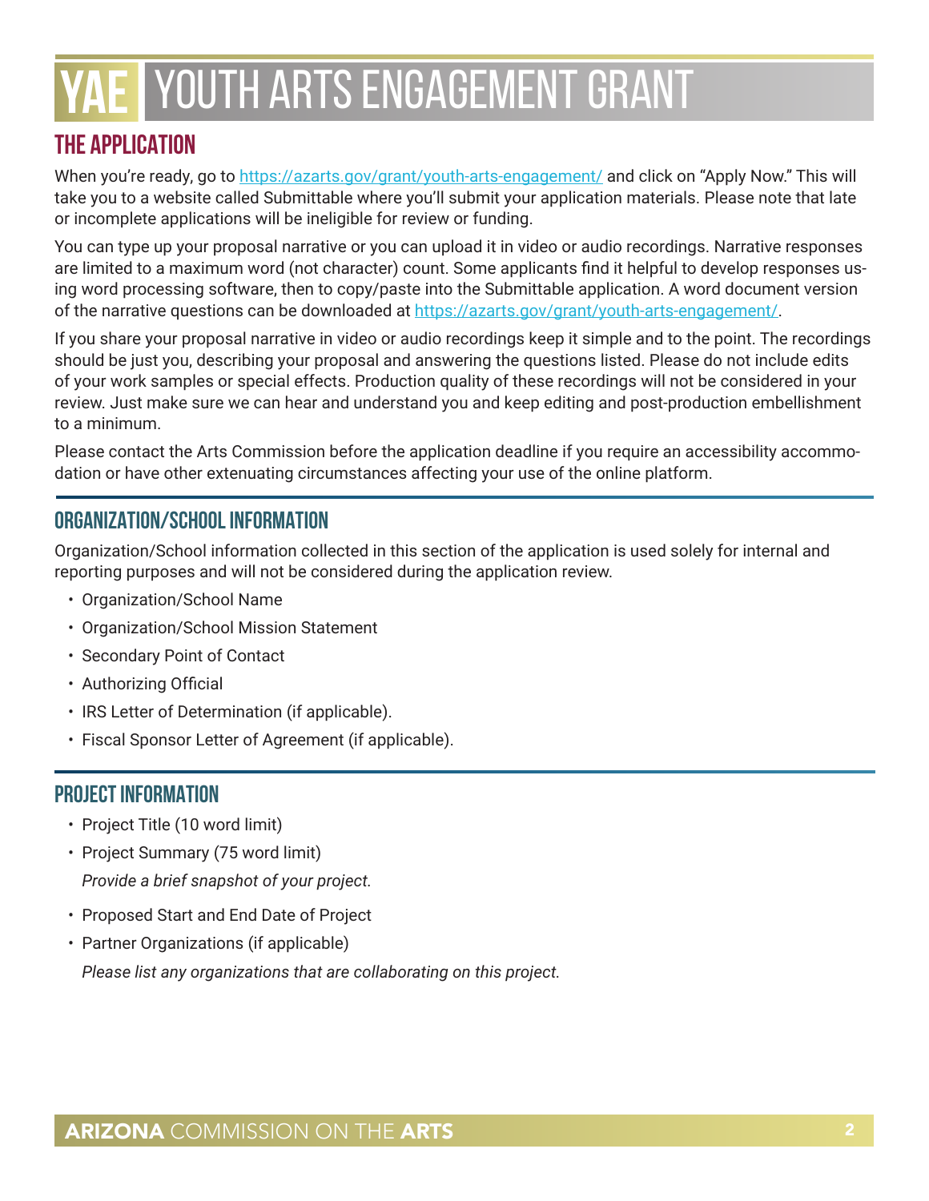# YAE YOUTH ARTS ENGAGEMENT GRANT

## THE APPLICATION

When you're ready, go to [https://azarts.gov/grant/youth-arts-engagement/](https://azarts.gov/grant/youth-arts-engagement/) and click on "Apply Now." This will take you to a website called Submittable where you'll submit your application materials. Please note that late or incomplete applications will be ineligible for review or funding.

You can type up your proposal narrative or you can upload it in video or audio recordings. Narrative responses are limited to a maximum word (not character) count. Some applicants find it helpful to develop responses using word processing software, then to copy/paste into the Submittable application. A word document version of the narrative questions can be downloaded at [https://azarts.gov/grant/youth-arts-engagement/](https://azarts.gov/grant/youth-arts-engagement/).

If you share your proposal narrative in video or audio recordings keep it simple and to the point. The recordings should be just you, describing your proposal and answering the questions listed. Please do not include edits of your work samples or special effects. Production quality of these recordings will not be considered in your review. Just make sure we can hear and understand you and keep editing and post-production embellishment to a minimum.

Please contact the Arts Commission before the application deadline if you require an accessibility accommodation or have other extenuating circumstances affecting your use of the online platform.

### ORGANIZATION/SCHOOL INFORMATION

Organization/School information collected in this section of the application is used solely for internal and reporting purposes and will not be considered during the application review.

- Organization/School Name
- Organization/School Mission Statement
- Secondary Point of Contact
- Authorizing Official
- IRS Letter of Determination (if applicable).
- Fiscal Sponsor Letter of Agreement (if applicable).

### PROJECT INFORMATION

- Project Title (10 word limit)
- Project Summary (75 word limit)

  *Provide a brief snapshot of your project.*
- Proposed Start and End Date of Project
- Partner Organizations (if applicable)

  *Please list any organizations that are collaborating on this project.*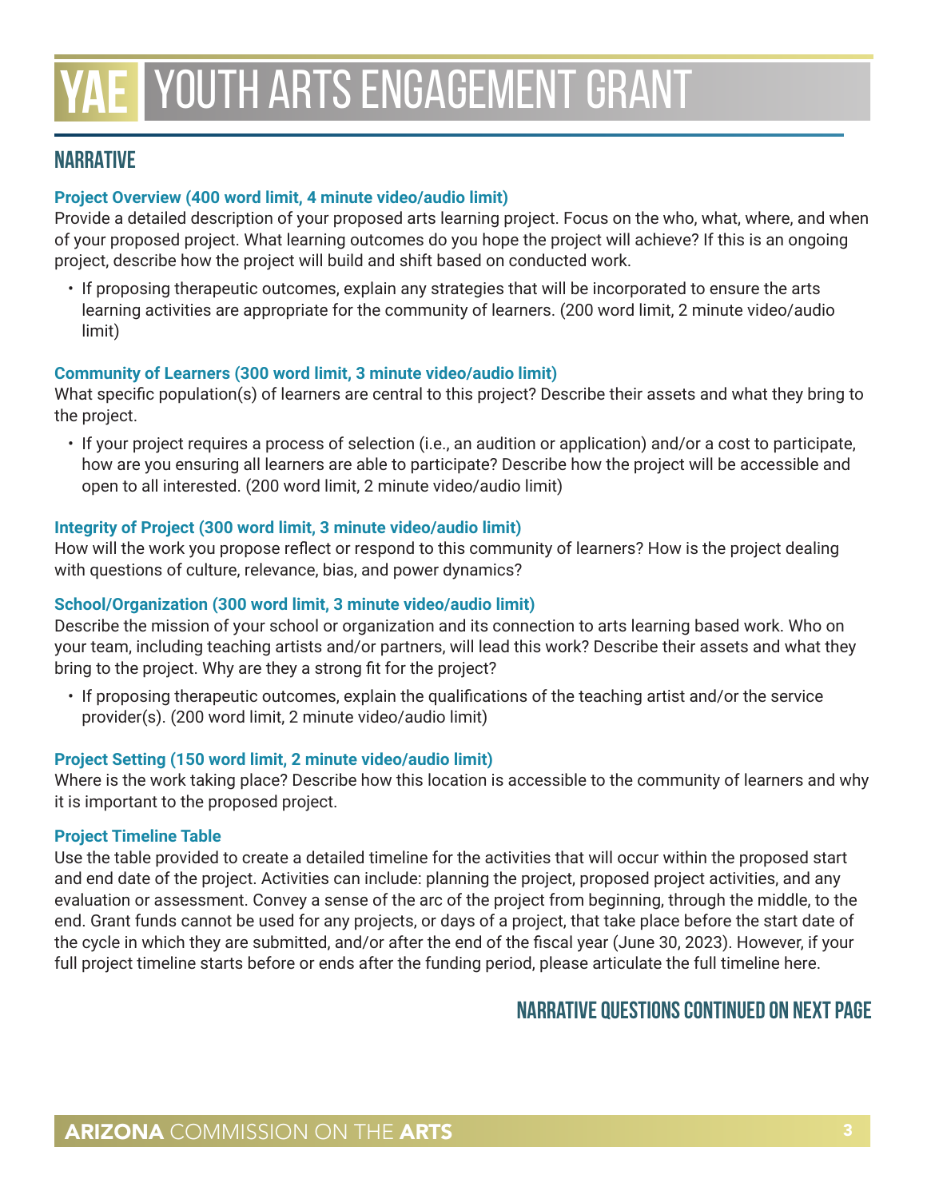# YAE YOUTH ARTS ENGAGEMENT GRANT

## NARRATIVE

### Project Overview (400 word limit, 4 minute video/audio limit)

Provide a detailed description of your proposed arts learning project. Focus on the who, what, where, and when of your proposed project. What learning outcomes do you hope the project will achieve? If this is an ongoing project, describe how the project will build and shift based on conducted work.

- If proposing therapeutic outcomes, explain any strategies that will be incorporated to ensure the arts learning activities are appropriate for the community of learners. (200 word limit, 2 minute video/audio limit)

### Community of Learners (300 word limit, 3 minute video/audio limit)

What specific population(s) of learners are central to this project? Describe their assets and what they bring to the project.

- If your project requires a process of selection (i.e., an audition or application) and/or a cost to participate, how are you ensuring all learners are able to participate? Describe how the project will be accessible and open to all interested. (200 word limit, 2 minute video/audio limit)

### Integrity of Project (300 word limit, 3 minute video/audio limit)

How will the work you propose reflect or respond to this community of learners? How is the project dealing with questions of culture, relevance, bias, and power dynamics?

### School/Organization (300 word limit, 3 minute video/audio limit)

Describe the mission of your school or organization and its connection to arts learning based work. Who on your team, including teaching artists and/or partners, will lead this work? Describe their assets and what they bring to the project. Why are they a strong fit for the project?

- If proposing therapeutic outcomes, explain the qualifications of the teaching artist and/or the service provider(s). (200 word limit, 2 minute video/audio limit)

### Project Setting (150 word limit, 2 minute video/audio limit)

Where is the work taking place? Describe how this location is accessible to the community of learners and why it is important to the proposed project.

### Project Timeline Table

Use the table provided to create a detailed timeline for the activities that will occur within the proposed start and end date of the project. Activities can include: planning the project, proposed project activities, and any evaluation or assessment. Convey a sense of the arc of the project from beginning, through the middle, to the end. Grant funds cannot be used for any projects, or days of a project, that take place before the start date of the cycle in which they are submitted, and/or after the end of the fiscal year (June 30, 2023). However, if your full project timeline starts before or ends after the funding period, please articulate the full timeline here.

**NARRATIVE QUESTIONS CONTINUED ON NEXT PAGE**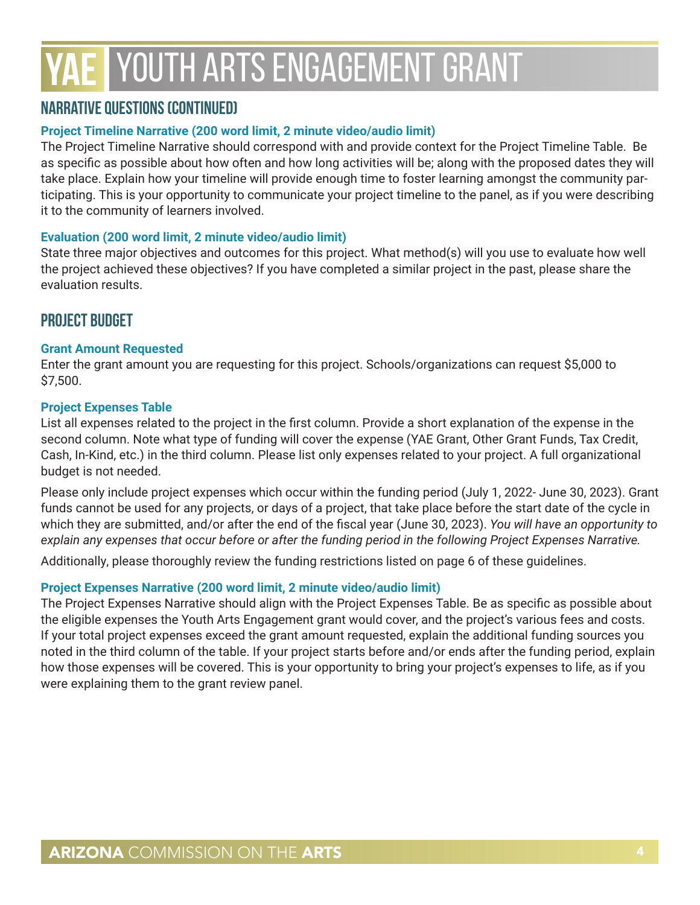# YAE YOUTH ARTS ENGAGEMENT GRANT

## NARRATIVE QUESTIONS (CONTINUED)

### Project Timeline Narrative (200 word limit, 2 minute video/audio limit)

The Project Timeline Narrative should correspond with and provide context for the Project Timeline Table. Be as specific as possible about how often and how long activities will be; along with the proposed dates they will take place. Explain how your timeline will provide enough time to foster learning amongst the community participating. This is your opportunity to communicate your project timeline to the panel, as if you were describing it to the community of learners involved.

### Evaluation (200 word limit, 2 minute video/audio limit)

State three major objectives and outcomes for this project. What method(s) will you use to evaluate how well the project achieved these objectives? If you have completed a similar project in the past, please share the evaluation results.

## PROJECT BUDGET

### Grant Amount Requested

Enter the grant amount you are requesting for this project. Schools/organizations can request $5,000 to $7,500.

### Project Expenses Table

List all expenses related to the project in the first column. Provide a short explanation of the expense in the second column. Note what type of funding will cover the expense (YAE Grant, Other Grant Funds, Tax Credit, Cash, In-Kind, etc.) in the third column. Please list only expenses related to your project. A full organizational budget is not needed.

Please only include project expenses which occur within the funding period (July 1, 2022- June 30, 2023). Grant funds cannot be used for any projects, or days of a project, that take place before the start date of the cycle in which they are submitted, and/or after the end of the fiscal year (June 30, 2023). *You will have an opportunity to explain any expenses that occur before or after the funding period in the following Project Expenses Narrative.*

Additionally, please thoroughly review the funding restrictions listed on page 6 of these guidelines.

### Project Expenses Narrative (200 word limit, 2 minute video/audio limit)

The Project Expenses Narrative should align with the Project Expenses Table. Be as specific as possible about the eligible expenses the Youth Arts Engagement grant would cover, and the project's various fees and costs. If your total project expenses exceed the grant amount requested, explain the additional funding sources you noted in the third column of the table. If your project starts before and/or ends after the funding period, explain how those expenses will be covered. This is your opportunity to bring your project's expenses to life, as if you were explaining them to the grant review panel.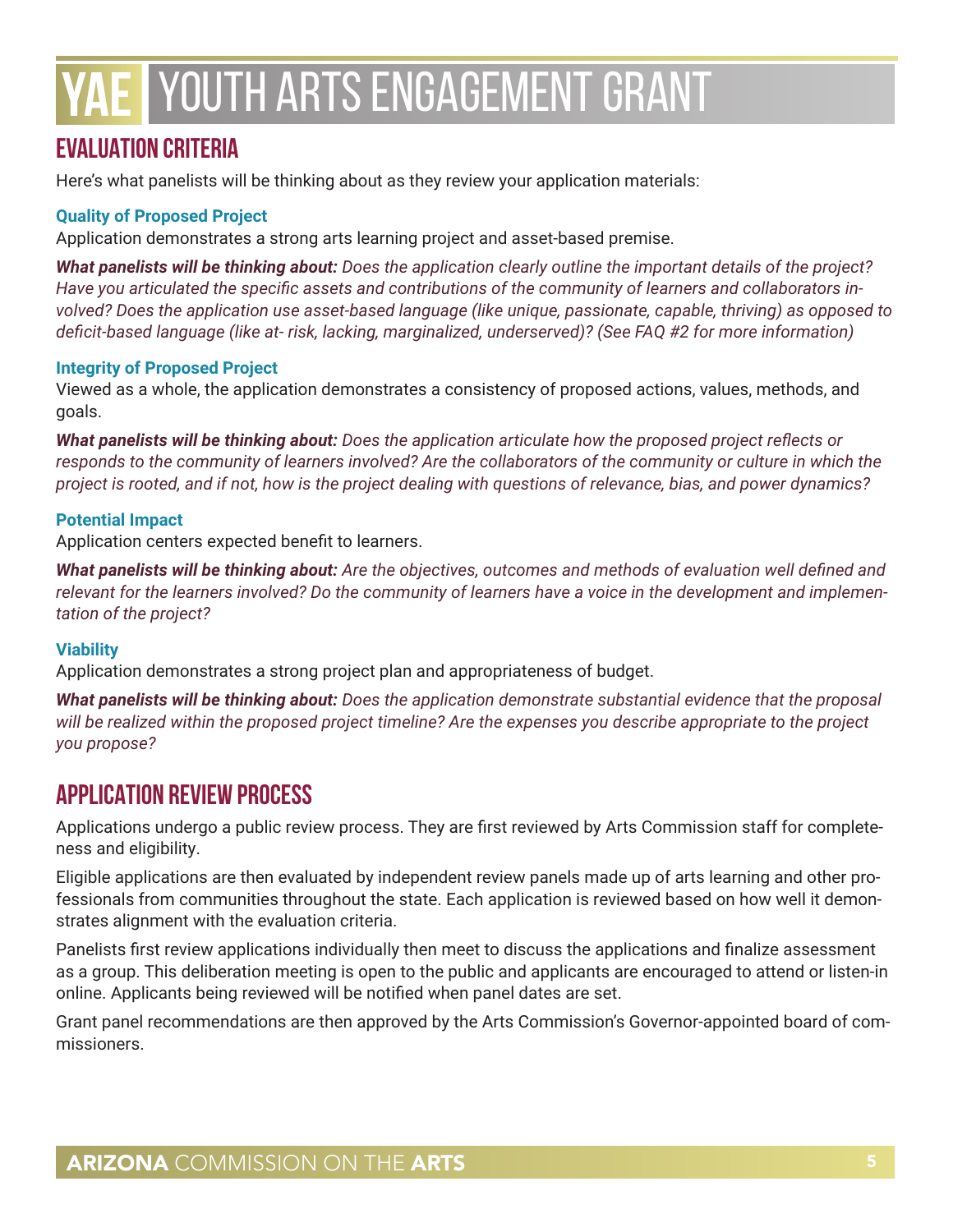# YAE YOUTH ARTS ENGAGEMENT GRANT

## EVALUATION CRITERIA

Here's what panelists will be thinking about as they review your application materials:

### Quality of Proposed Project

Application demonstrates a strong arts learning project and asset-based premise.

***What panelists will be thinking about:*** *Does the application clearly outline the important details of the project? Have you articulated the specific assets and contributions of the community of learners and collaborators involved? Does the application use asset-based language (like unique, passionate, capable, thriving) as opposed to deficit-based language (like at- risk, lacking, marginalized, underserved)? (See FAQ #2 for more information)*

### Integrity of Proposed Project

Viewed as a whole, the application demonstrates a consistency of proposed actions, values, methods, and goals.

***What panelists will be thinking about:*** *Does the application articulate how the proposed project reflects or responds to the community of learners involved? Are the collaborators of the community or culture in which the project is rooted, and if not, how is the project dealing with questions of relevance, bias, and power dynamics?*

### Potential Impact

Application centers expected benefit to learners.

***What panelists will be thinking about:*** *Are the objectives, outcomes and methods of evaluation well defined and relevant for the learners involved? Do the community of learners have a voice in the development and implementation of the project?*

### Viability

Application demonstrates a strong project plan and appropriateness of budget.

***What panelists will be thinking about:*** *Does the application demonstrate substantial evidence that the proposal will be realized within the proposed project timeline? Are the expenses you describe appropriate to the project you propose?*

## APPLICATION REVIEW PROCESS

Applications undergo a public review process. They are first reviewed by Arts Commission staff for completeness and eligibility.

Eligible applications are then evaluated by independent review panels made up of arts learning and other professionals from communities throughout the state. Each application is reviewed based on how well it demonstrates alignment with the evaluation criteria.

Panelists first review applications individually then meet to discuss the applications and finalize assessment as a group. This deliberation meeting is open to the public and applicants are encouraged to attend or listen-in online. Applicants being reviewed will be notified when panel dates are set.

Grant panel recommendations are then approved by the Arts Commission's Governor-appointed board of commissioners.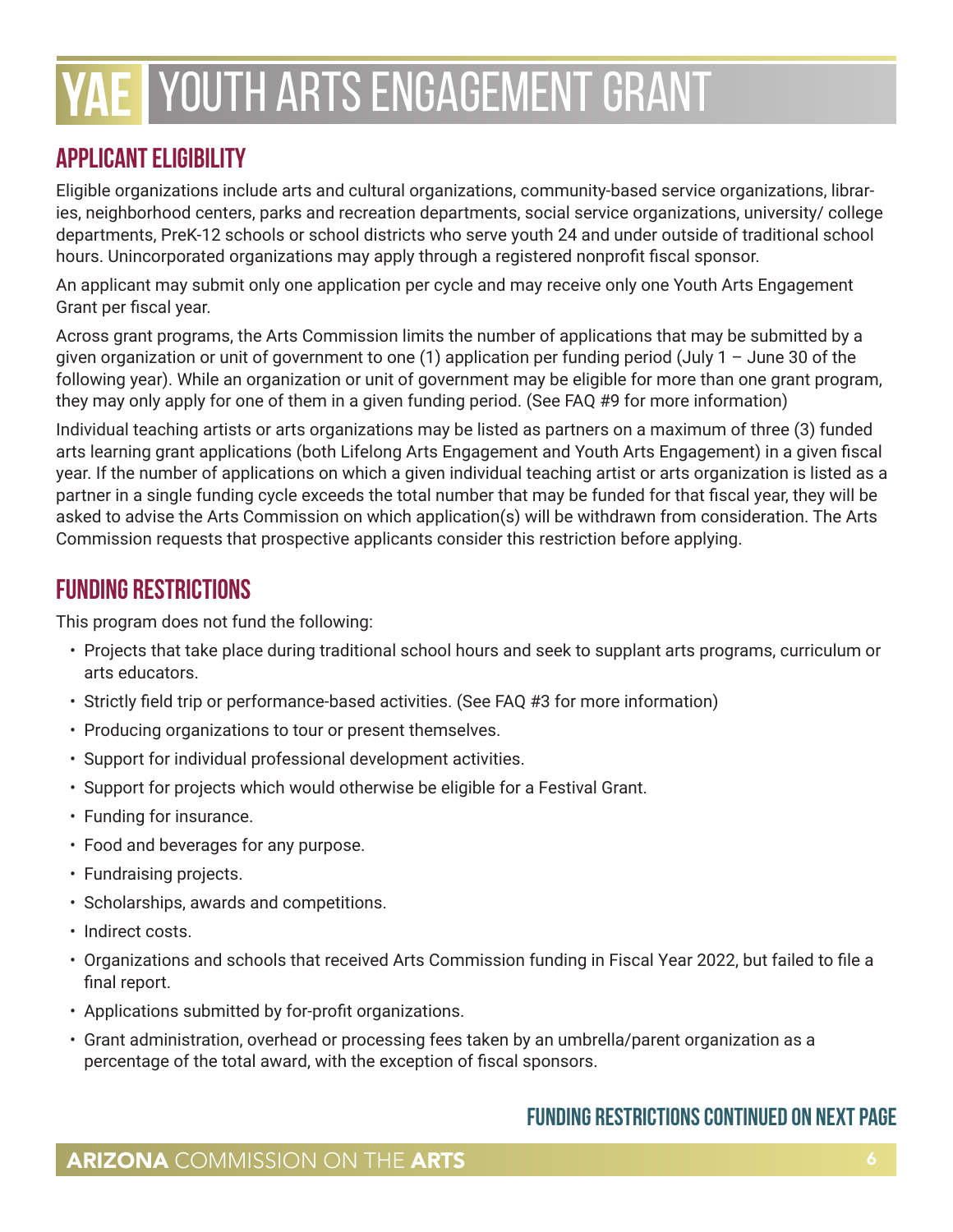# YAE YOUTH ARTS ENGAGEMENT GRANT

## APPLICANT ELIGIBILITY

Eligible organizations include arts and cultural organizations, community-based service organizations, libraries, neighborhood centers, parks and recreation departments, social service organizations, university/ college departments, PreK-12 schools or school districts who serve youth 24 and under outside of traditional school hours. Unincorporated organizations may apply through a registered nonprofit fiscal sponsor.

An applicant may submit only one application per cycle and may receive only one Youth Arts Engagement Grant per fiscal year.

Across grant programs, the Arts Commission limits the number of applications that may be submitted by a given organization or unit of government to one (1) application per funding period (July 1 – June 30 of the following year). While an organization or unit of government may be eligible for more than one grant program, they may only apply for one of them in a given funding period. (See FAQ #9 for more information)

Individual teaching artists or arts organizations may be listed as partners on a maximum of three (3) funded arts learning grant applications (both Lifelong Arts Engagement and Youth Arts Engagement) in a given fiscal year. If the number of applications on which a given individual teaching artist or arts organization is listed as a partner in a single funding cycle exceeds the total number that may be funded for that fiscal year, they will be asked to advise the Arts Commission on which application(s) will be withdrawn from consideration. The Arts Commission requests that prospective applicants consider this restriction before applying.

## FUNDING RESTRICTIONS

This program does not fund the following:

- Projects that take place during traditional school hours and seek to supplant arts programs, curriculum or arts educators.
- Strictly field trip or performance-based activities. (See FAQ #3 for more information)
- Producing organizations to tour or present themselves.
- Support for individual professional development activities.
- Support for projects which would otherwise be eligible for a Festival Grant.
- Funding for insurance.
- Food and beverages for any purpose.
- Fundraising projects.
- Scholarships, awards and competitions.
- Indirect costs.
- Organizations and schools that received Arts Commission funding in Fiscal Year 2022, but failed to file a final report.
- Applications submitted by for-profit organizations.
- Grant administration, overhead or processing fees taken by an umbrella/parent organization as a percentage of the total award, with the exception of fiscal sponsors.

**FUNDING RESTRICTIONS CONTINUED ON NEXT PAGE**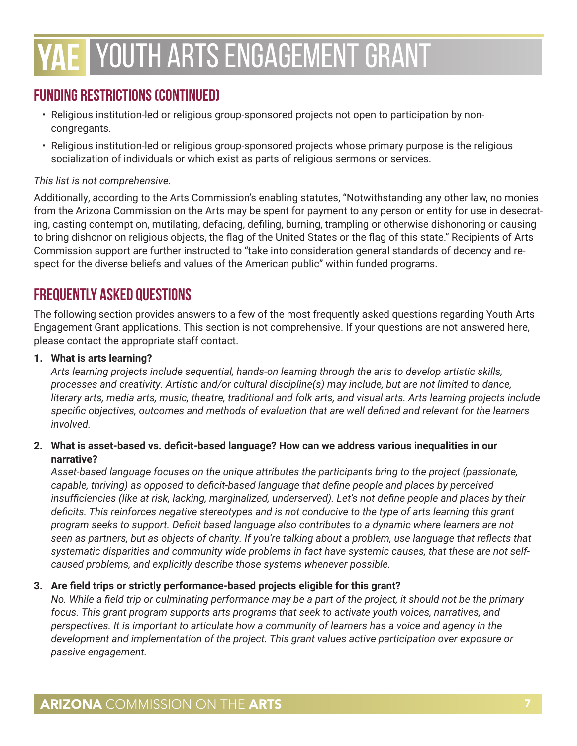## FUNDING RESTRICTIONS (CONTINUED)

- Religious institution-led or religious group-sponsored projects not open to participation by non-congregants.
- Religious institution-led or religious group-sponsored projects whose primary purpose is the religious socialization of individuals or which exist as parts of religious sermons or services.

*This list is not comprehensive.*

Additionally, according to the Arts Commission's enabling statutes, "Notwithstanding any other law, no monies from the Arizona Commission on the Arts may be spent for payment to any person or entity for use in desecrating, casting contempt on, mutilating, defacing, defiling, burning, trampling or otherwise dishonoring or causing to bring dishonor on religious objects, the flag of the United States or the flag of this state." Recipients of Arts Commission support are further instructed to "take into consideration general standards of decency and respect for the diverse beliefs and values of the American public" within funded programs.

## FREQUENTLY ASKED QUESTIONS

The following section provides answers to a few of the most frequently asked questions regarding Youth Arts Engagement Grant applications. This section is not comprehensive. If your questions are not answered here, please contact the appropriate staff contact.

1. **What is arts learning?**
   *Arts learning projects include sequential, hands-on learning through the arts to develop artistic skills, processes and creativity. Artistic and/or cultural discipline(s) may include, but are not limited to dance, literary arts, media arts, music, theatre, traditional and folk arts, and visual arts. Arts learning projects include specific objectives, outcomes and methods of evaluation that are well defined and relevant for the learners involved.*

2. **What is asset-based vs. deficit-based language? How can we address various inequalities in our narrative?**
   *Asset-based language focuses on the unique attributes the participants bring to the project (passionate, capable, thriving) as opposed to deficit-based language that define people and places by perceived insufficiencies (like at risk, lacking, marginalized, underserved). Let's not define people and places by their deficits. This reinforces negative stereotypes and is not conducive to the type of arts learning this grant program seeks to support. Deficit based language also contributes to a dynamic where learners are not seen as partners, but as objects of charity. If you're talking about a problem, use language that reflects that systematic disparities and community wide problems in fact have systemic causes, that these are not self-caused problems, and explicitly describe those systems whenever possible.*

3. **Are field trips or strictly performance-based projects eligible for this grant?**
   *No. While a field trip or culminating performance may be a part of the project, it should not be the primary focus. This grant program supports arts programs that seek to activate youth voices, narratives, and perspectives. It is important to articulate how a community of learners has a voice and agency in the development and implementation of the project. This grant values active participation over exposure or passive engagement.*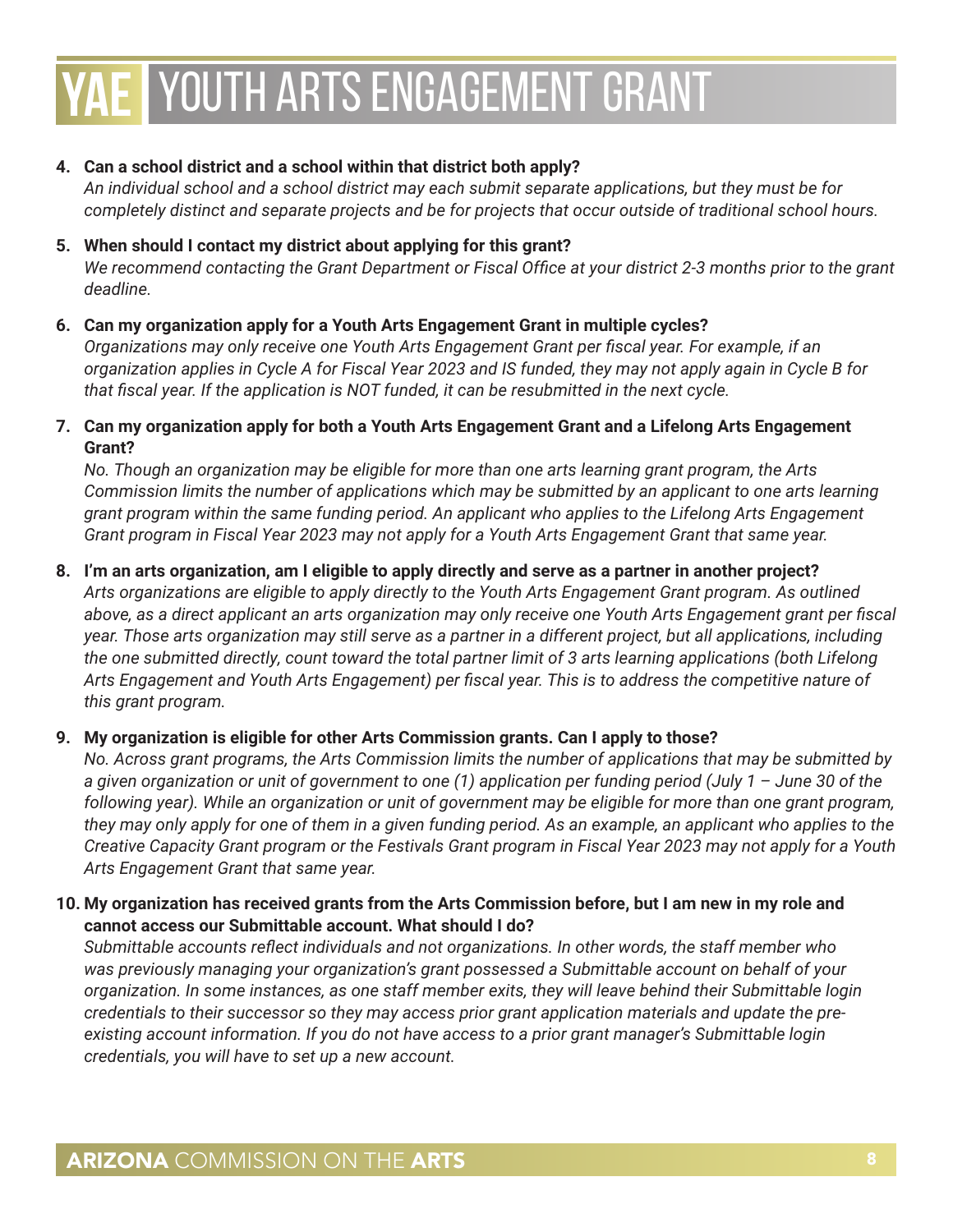4. **Can a school district and a school within that district both apply?**
   *An individual school and a school district may each submit separate applications, but they must be for completely distinct and separate projects and be for projects that occur outside of traditional school hours.*

5. **When should I contact my district about applying for this grant?**
   *We recommend contacting the Grant Department or Fiscal Office at your district 2-3 months prior to the grant deadline.*

6. **Can my organization apply for a Youth Arts Engagement Grant in multiple cycles?**
   *Organizations may only receive one Youth Arts Engagement Grant per fiscal year. For example, if an organization applies in Cycle A for Fiscal Year 2023 and IS funded, they may not apply again in Cycle B for that fiscal year. If the application is NOT funded, it can be resubmitted in the next cycle.*

7. **Can my organization apply for both a Youth Arts Engagement Grant and a Lifelong Arts Engagement Grant?**
   *No. Though an organization may be eligible for more than one arts learning grant program, the Arts Commission limits the number of applications which may be submitted by an applicant to one arts learning grant program within the same funding period. An applicant who applies to the Lifelong Arts Engagement Grant program in Fiscal Year 2023 may not apply for a Youth Arts Engagement Grant that same year.*

8. **I'm an arts organization, am I eligible to apply directly and serve as a partner in another project?**
   *Arts organizations are eligible to apply directly to the Youth Arts Engagement Grant program. As outlined above, as a direct applicant an arts organization may only receive one Youth Arts Engagement grant per fiscal year. Those arts organization may still serve as a partner in a different project, but all applications, including the one submitted directly, count toward the total partner limit of 3 arts learning applications (both Lifelong Arts Engagement and Youth Arts Engagement) per fiscal year. This is to address the competitive nature of this grant program.*

9. **My organization is eligible for other Arts Commission grants. Can I apply to those?**
   *No. Across grant programs, the Arts Commission limits the number of applications that may be submitted by a given organization or unit of government to one (1) application per funding period (July 1 – June 30 of the following year). While an organization or unit of government may be eligible for more than one grant program, they may only apply for one of them in a given funding period. As an example, an applicant who applies to the Creative Capacity Grant program or the Festivals Grant program in Fiscal Year 2023 may not apply for a Youth Arts Engagement Grant that same year.*

10. **My organization has received grants from the Arts Commission before, but I am new in my role and cannot access our Submittable account. What should I do?**
    *Submittable accounts reflect individuals and not organizations. In other words, the staff member who was previously managing your organization's grant possessed a Submittable account on behalf of your organization. In some instances, as one staff member exits, they will leave behind their Submittable login credentials to their successor so they may access prior grant application materials and update the pre-existing account information. If you do not have access to a prior grant manager's Submittable login credentials, you will have to set up a new account.*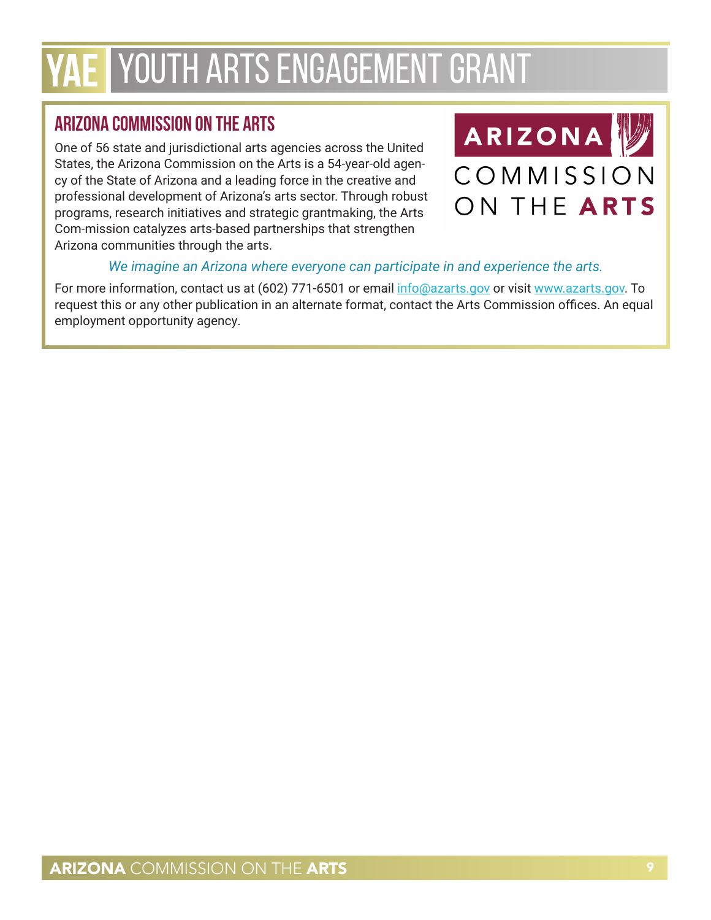# YAE YOUTH ARTS ENGAGEMENT GRANT

## ARIZONA COMMISSION ON THE ARTS

One of 56 state and jurisdictional arts agencies across the United States, the Arizona Commission on the Arts is a 54-year-old agency of the State of Arizona and a leading force in the creative and professional development of Arizona's arts sector. Through robust programs, research initiatives and strategic grantmaking, the Arts Com-mission catalyzes arts-based partnerships that strengthen Arizona communities through the arts.

ARIZONA COMMISSION ON THE ARTS

*We imagine an Arizona where everyone can participate in and experience the arts.*

For more information, contact us at (602) 771-6501 or email info@azarts.gov or visit www.azarts.gov. To request this or any other publication in an alternate format, contact the Arts Commission offices. An equal employment opportunity agency.